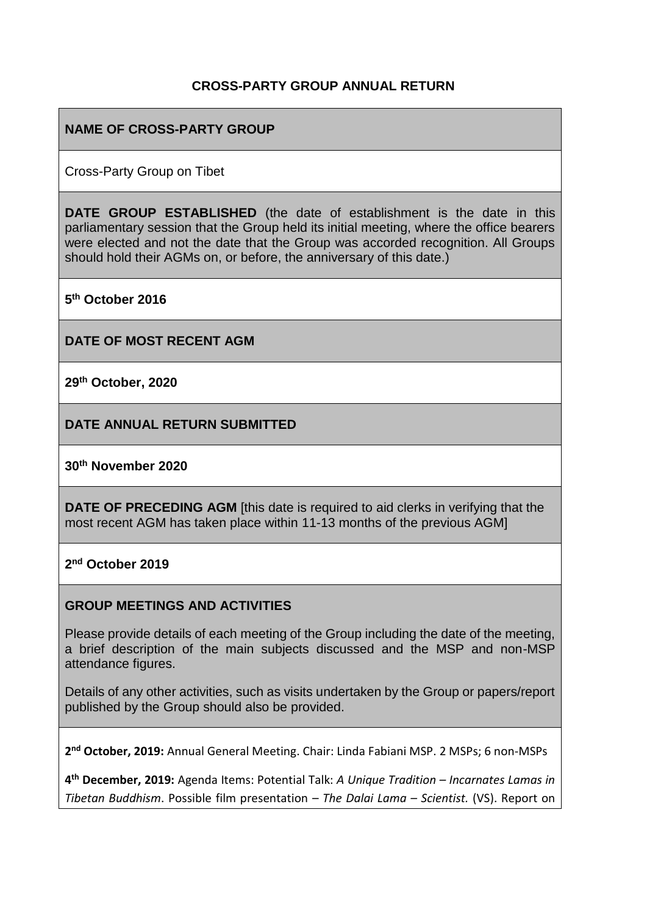# CROSS-PARTY GROUP ANNUAL RETURN

## NAME OF CROSS-PARTY GROUP

Cross-Party Group on Tibet

**DATE GROUP ESTABLISHED** (the date of establishment is the date in this parliamentary session that the Group held its initial meeting, where the office bearers were elected and not the date that the Group was accorded recognition. All Groups should hold their AGMs on, or before, the anniversary of this date.)

**5th October 2016**

## DATE OF MOST RECENT AGM

**29th October, 2020**

## DATE ANNUAL RETURN SUBMITTED

**30th November 2020**

**DATE OF PRECEDING AGM** [this date is required to aid clerks in verifying that the most recent AGM has taken place within 11-13 months of the previous AGM]

**2nd October 2019**

## GROUP MEETINGS AND ACTIVITIES

Please provide details of each meeting of the Group including the date of the meeting, a brief description of the main subjects discussed and the MSP and non-MSP attendance figures.

Details of any other activities, such as visits undertaken by the Group or papers/report published by the Group should also be provided.

**2nd October, 2019:** Annual General Meeting. Chair: Linda Fabiani MSP. 2 MSPs; 6 non-MSPs

**4th December, 2019:** Agenda Items: Potential Talk: *A Unique Tradition – Incarnates Lamas in Tibetan Buddhism*. Possible film presentation – *The Dalai Lama – Scientist.* (VS). Report on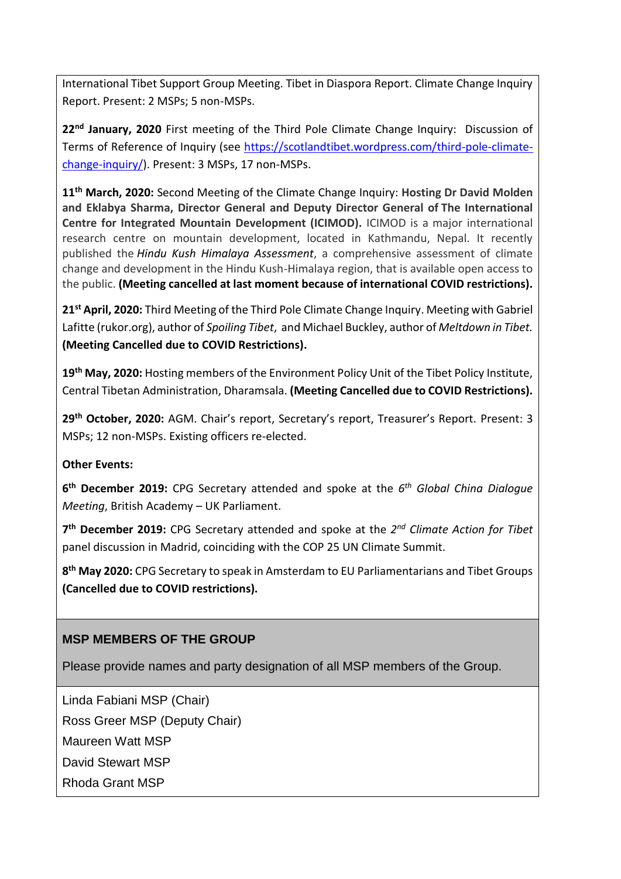International Tibet Support Group Meeting. Tibet in Diaspora Report. Climate Change Inquiry Report. Present: 2 MSPs; 5 non-MSPs.

**22nd January, 2020** First meeting of the Third Pole Climate Change Inquiry: Discussion of Terms of Reference of Inquiry (see https://scotlandtibet.wordpress.com/third-pole-climate-change-inquiry/). Present: 3 MSPs, 17 non-MSPs.

**11th March, 2020:** Second Meeting of the Climate Change Inquiry: **Hosting Dr David Molden and Eklabya Sharma, Director General and Deputy Director General of The International Centre for Integrated Mountain Development (ICIMOD).** ICIMOD is a major international research centre on mountain development, located in Kathmandu, Nepal. It recently published the *Hindu Kush Himalaya Assessment*, a comprehensive assessment of climate change and development in the Hindu Kush-Himalaya region, that is available open access to the public. **(Meeting cancelled at last moment because of international COVID restrictions).**

**21st April, 2020:** Third Meeting of the Third Pole Climate Change Inquiry. Meeting with Gabriel Lafitte (rukor.org), author of *Spoiling Tibet*, and Michael Buckley, author of *Meltdown in Tibet.* **(Meeting Cancelled due to COVID Restrictions).**

**19th May, 2020:** Hosting members of the Environment Policy Unit of the Tibet Policy Institute, Central Tibetan Administration, Dharamsala. **(Meeting Cancelled due to COVID Restrictions).**

**29th October, 2020:** AGM. Chair's report, Secretary's report, Treasurer's Report. Present: 3 MSPs; 12 non-MSPs. Existing officers re-elected.

**Other Events:**

**6th December 2019:** CPG Secretary attended and spoke at the *6th Global China Dialogue Meeting*, British Academy – UK Parliament.

**7th December 2019:** CPG Secretary attended and spoke at the *2nd Climate Action for Tibet* panel discussion in Madrid, coinciding with the COP 25 UN Climate Summit.

**8th May 2020:** CPG Secretary to speak in Amsterdam to EU Parliamentarians and Tibet Groups **(Cancelled due to COVID restrictions).**

## MSP MEMBERS OF THE GROUP

Please provide names and party designation of all MSP members of the Group.

Linda Fabiani MSP (Chair)
Ross Greer MSP (Deputy Chair)
Maureen Watt MSP
David Stewart MSP
Rhoda Grant MSP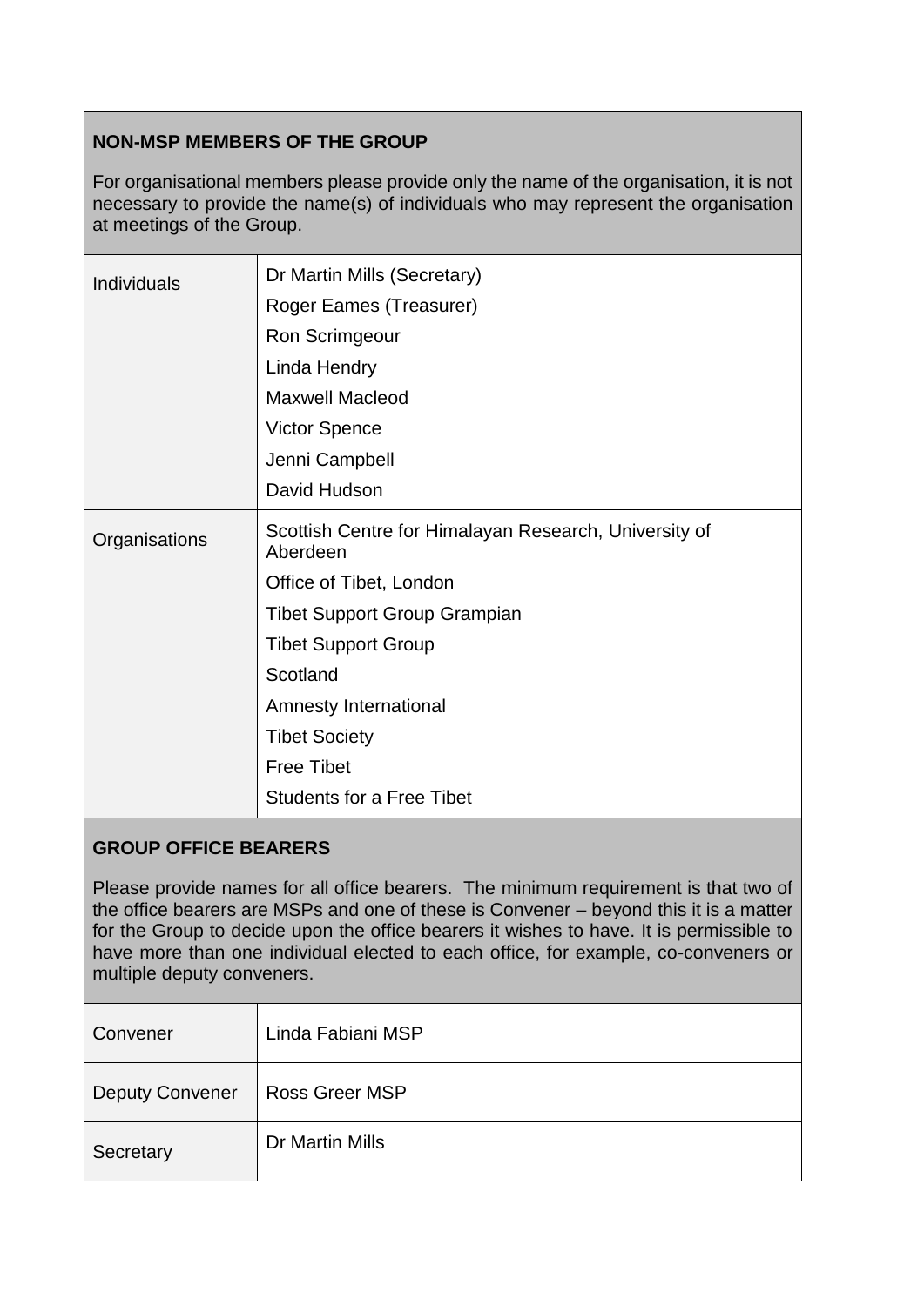| **NON-MSP MEMBERS OF THE GROUP** | |
|---|---|
| For organisational members please provide only the name of the organisation, it is not necessary to provide the name(s) of individuals who may represent the organisation at meetings of the Group. | |
| Individuals | Dr Martin Mills (Secretary)<br>Roger Eames (Treasurer)<br>Ron Scrimgeour<br>Linda Hendry<br>Maxwell Macleod<br>Victor Spence<br>Jenni Campbell<br>David Hudson |
| Organisations | Scottish Centre for Himalayan Research, University of Aberdeen<br>Office of Tibet, London<br>Tibet Support Group Grampian<br>Tibet Support Group<br>Scotland<br>Amnesty International<br>Tibet Society<br>Free Tibet<br>Students for a Free Tibet |

| **GROUP OFFICE BEARERS** | |
|---|---|
| Please provide names for all office bearers. The minimum requirement is that two of the office bearers are MSPs and one of these is Convener – beyond this it is a matter for the Group to decide upon the office bearers it wishes to have. It is permissible to have more than one individual elected to each office, for example, co-conveners or multiple deputy conveners. | |
| Convener | Linda Fabiani MSP |
| Deputy Convener | Ross Greer MSP |
| Secretary | Dr Martin Mills |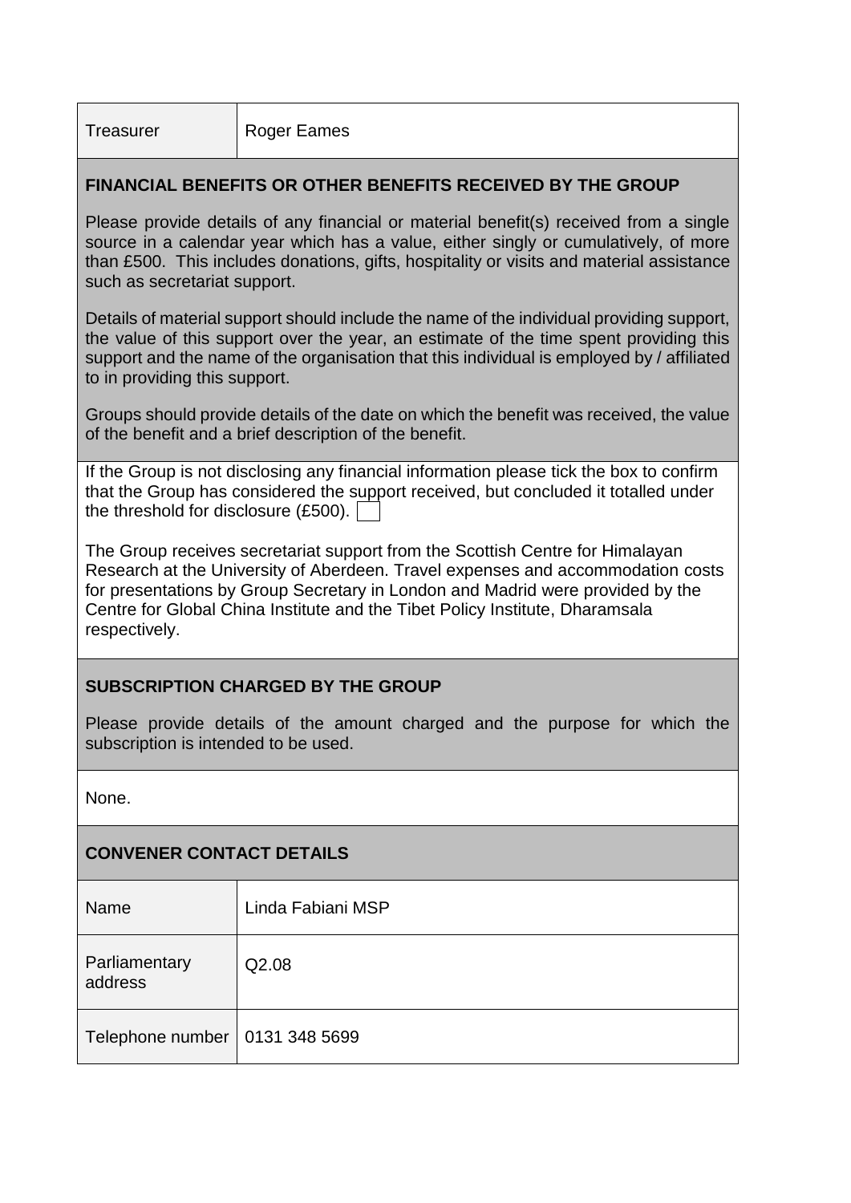| | |
|---|---|
| Treasurer | Roger Eames |

## FINANCIAL BENEFITS OR OTHER BENEFITS RECEIVED BY THE GROUP

Please provide details of any financial or material benefit(s) received from a single source in a calendar year which has a value, either singly or cumulatively, of more than £500. This includes donations, gifts, hospitality or visits and material assistance such as secretariat support.

Details of material support should include the name of the individual providing support, the value of this support over the year, an estimate of the time spent providing this support and the name of the organisation that this individual is employed by / affiliated to in providing this support.

Groups should provide details of the date on which the benefit was received, the value of the benefit and a brief description of the benefit.

If the Group is not disclosing any financial information please tick the box to confirm that the Group has considered the support received, but concluded it totalled under the threshold for disclosure (£500). ☐

The Group receives secretariat support from the Scottish Centre for Himalayan Research at the University of Aberdeen. Travel expenses and accommodation costs for presentations by Group Secretary in London and Madrid were provided by the Centre for Global China Institute and the Tibet Policy Institute, Dharamsala respectively.

## SUBSCRIPTION CHARGED BY THE GROUP

Please provide details of the amount charged and the purpose for which the subscription is intended to be used.

None.

## CONVENER CONTACT DETAILS

| | |
|---|---|
| Name | Linda Fabiani MSP |
| Parliamentary address | Q2.08 |
| Telephone number | 0131 348 5699 |